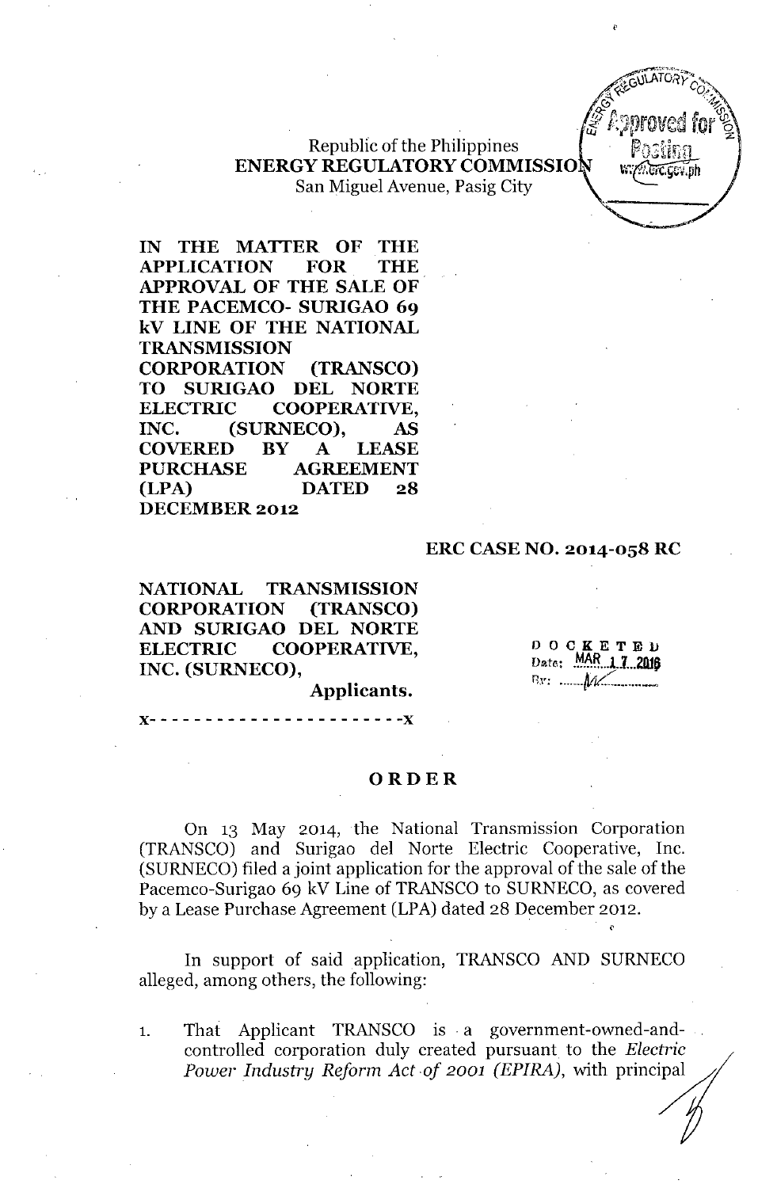Republic of the Philippines
**ENERGY REGULATORY COMMISSION**
San Miguel Avenue, Pasig City

**IN THE MATTER OF THE APPLICATION FOR THE APPROVAL OF THE SALE OF THE PACEMCO- SURIGAO 69 kV LINE OF THE NATIONAL TRANSMISSION CORPORATION (TRANSCO) TO SURIGAO DEL NORTE ELECTRIC COOPERATIVE, INC. (SURNECO), AS COVERED BY A LEASE PURCHASE AGREEMENT (LPA) DATED 28 DECEMBER 2012**

**ERC CASE NO. 2014-058 RC**

**NATIONAL TRANSMISSION CORPORATION (TRANSCO) AND SURIGAO DEL NORTE ELECTRIC COOPERATIVE, INC. (SURNECO),**

**Applicants.**

DOCKETED
Date: MAR 17 2016
By: ____

x- - - - - - - - - - - - - - - - - - - - - - -x

## ORDER

On 13 May 2014, the National Transmission Corporation (TRANSCO) and Surigao del Norte Electric Cooperative, Inc. (SURNECO) filed a joint application for the approval of the sale of the Pacemco-Surigao 69 kV Line of TRANSCO to SURNECO, as covered by a Lease Purchase Agreement (LPA) dated 28 December 2012.

In support of said application, TRANSCO AND SURNECO alleged, among others, the following:

1. That Applicant TRANSCO is a government-owned-and-controlled corporation duly created pursuant to the *Electric Power Industry Reform Act of 2001 (EPIRA)*, with principal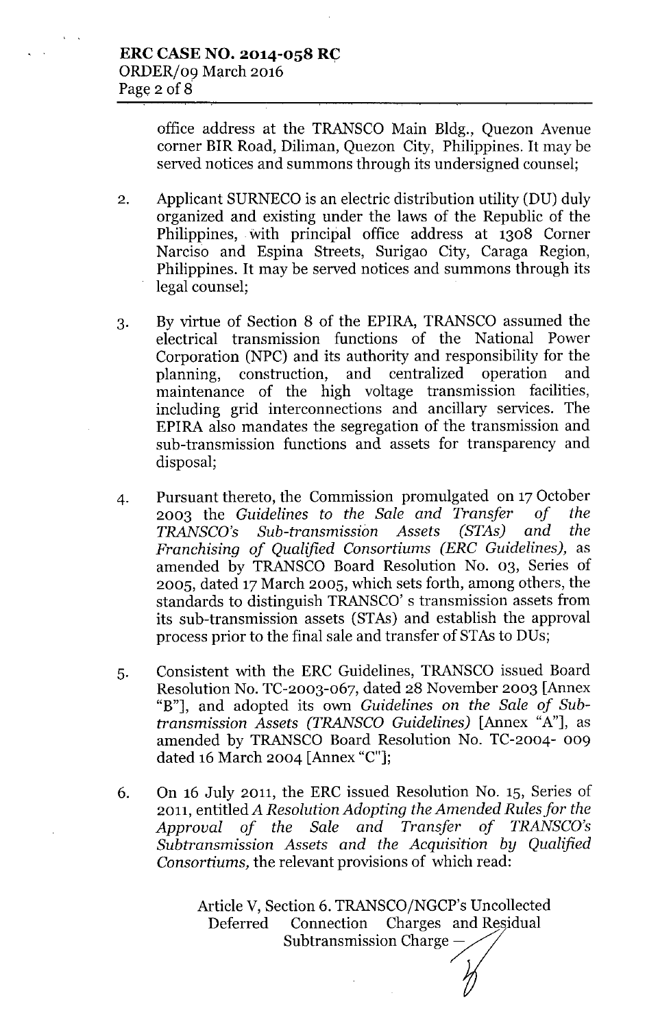office address at the TRANSCO Main Bldg., Quezon Avenue corner BIR Road, Diliman, Quezon City, Philippines. It may be served notices and summons through its undersigned counsel;

2. Applicant SURNECO is an electric distribution utility (DU) duly organized and existing under the laws of the Republic of the Philippines, with principal office address at 1308 Corner Narciso and Espina Streets, Surigao City, Caraga Region, Philippines. It may be served notices and summons through its legal counsel;

3. By virtue of Section 8 of the EPIRA, TRANSCO assumed the electrical transmission functions of the National Power Corporation (NPC) and its authority and responsibility for the planning, construction, and centralized operation and maintenance of the high voltage transmission facilities, including grid interconnections and ancillary services. The EPIRA also mandates the segregation of the transmission and sub-transmission functions and assets for transparency and disposal;

4. Pursuant thereto, the Commission promulgated on 17 October 2003 the *Guidelines to the Sale and Transfer of the TRANSCO's Sub-transmission Assets (STAs) and the Franchising of Qualified Consortiums (ERC Guidelines),* as amended by TRANSCO Board Resolution No. 03, Series of 2005, dated 17 March 2005, which sets forth, among others, the standards to distinguish TRANSCO' s transmission assets from its sub-transmission assets (STAs) and establish the approval process prior to the final sale and transfer of STAs to DUs;

5. Consistent with the ERC Guidelines, TRANSCO issued Board Resolution No. TC-2003-067, dated 28 November 2003 [Annex "B"], and adopted its own *Guidelines on the Sale of Sub-transmission Assets (TRANSCO Guidelines)* [Annex "A"], as amended by TRANSCO Board Resolution No. TC-2004- 009 dated 16 March 2004 [Annex "C"];

6. On 16 July 2011, the ERC issued Resolution No. 15, Series of 2011, entitled *A Resolution Adopting the Amended Rules for the Approval of the Sale and Transfer of TRANSCO's Subtransmission Assets and the Acquisition by Qualified Consortiums,* the relevant provisions of which read:

> Article V, Section 6. TRANSCO/NGCP's Uncollected Deferred Connection Charges and Residual Subtransmission Charge –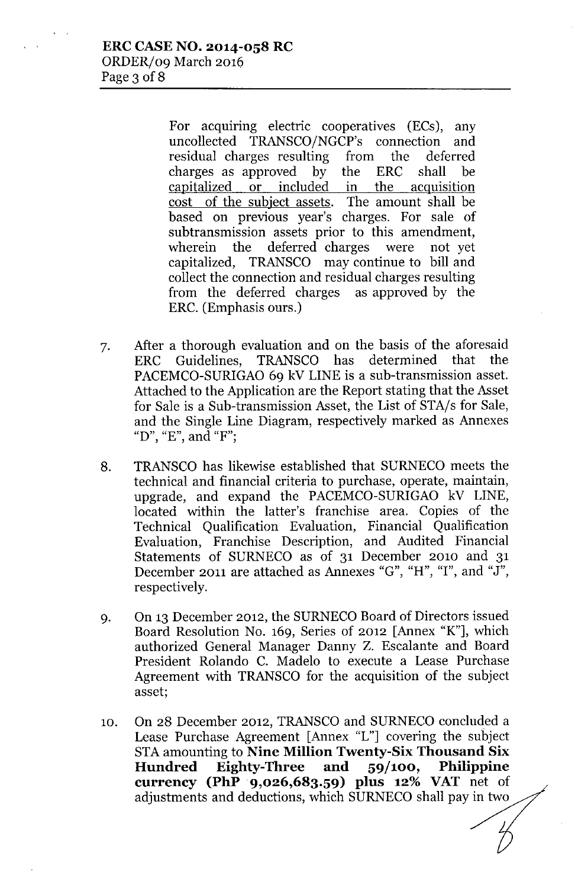> For acquiring electric cooperatives (ECs), any uncollected TRANSCO/NGCP's connection and residual charges resulting from the deferred charges as approved by the ERC shall be capitalized or included in the acquisition cost of the subject assets. The amount shall be based on previous year's charges. For sale of subtransmission assets prior to this amendment, wherein the deferred charges were not yet capitalized, TRANSCO may continue to bill and collect the connection and residual charges resulting from the deferred charges as approved by the ERC. (Emphasis ours.)

7. After a thorough evaluation and on the basis of the aforesaid ERC Guidelines, TRANSCO has determined that the PACEMCO-SURIGAO 69 kV LINE is a sub-transmission asset. Attached to the Application are the Report stating that the Asset for Sale is a Sub-transmission Asset, the List of STA/s for Sale, and the Single Line Diagram, respectively marked as Annexes "D", "E", and "F";

8. TRANSCO has likewise established that SURNECO meets the technical and financial criteria to purchase, operate, maintain, upgrade, and expand the PACEMCO-SURIGAO kV LINE, located within the latter's franchise area. Copies of the Technical Qualification Evaluation, Financial Qualification Evaluation, Franchise Description, and Audited Financial Statements of SURNECO as of 31 December 2010 and 31 December 2011 are attached as Annexes "G", "H", "I", and "J", respectively.

9. On 13 December 2012, the SURNECO Board of Directors issued Board Resolution No. 169, Series of 2012 [Annex "K"], which authorized General Manager Danny Z. Escalante and Board President Rolando C. Madelo to execute a Lease Purchase Agreement with TRANSCO for the acquisition of the subject asset;

10. On 28 December 2012, TRANSCO and SURNECO concluded a Lease Purchase Agreement [Annex "L"] covering the subject STA amounting to **Nine Million Twenty-Six Thousand Six Hundred Eighty-Three and 59/100, Philippine currency (PhP 9,026,683.59) plus 12% VAT** net of adjustments and deductions, which SURNECO shall pay in two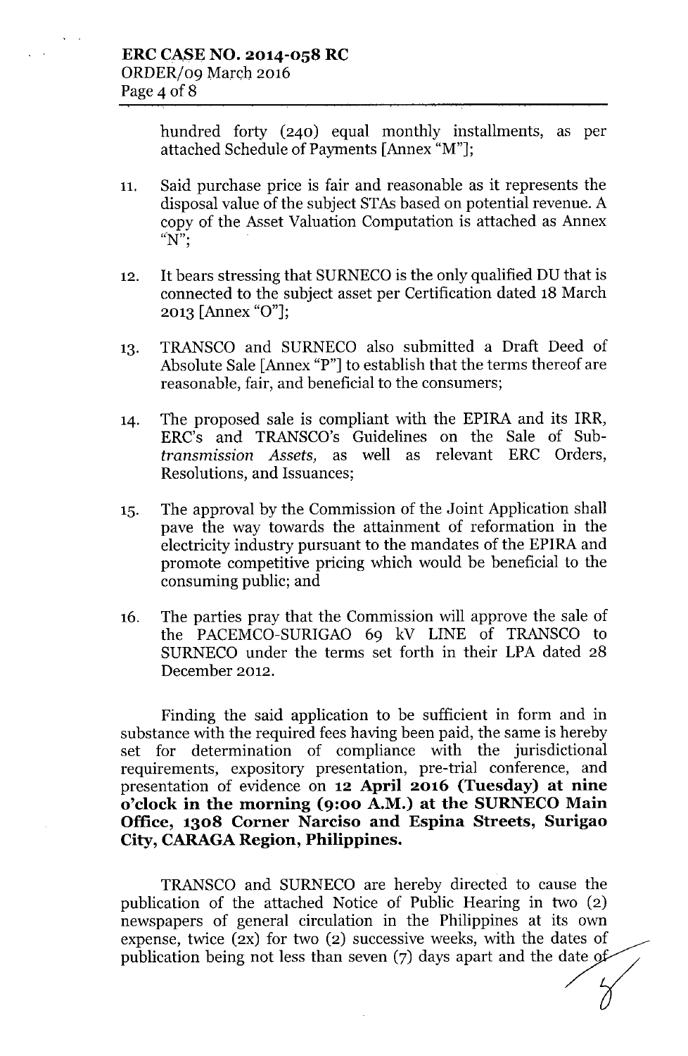hundred forty (240) equal monthly installments, as per attached Schedule of Payments [Annex "M"];

11. Said purchase price is fair and reasonable as it represents the disposal value of the subject STAs based on potential revenue. A copy of the Asset Valuation Computation is attached as Annex "N";

12. It bears stressing that SURNECO is the only qualified DU that is connected to the subject asset per Certification dated 18 March 2013 [Annex "O"];

13. TRANSCO and SURNECO also submitted a Draft Deed of Absolute Sale [Annex "P"] to establish that the terms thereof are reasonable, fair, and beneficial to the consumers;

14. The proposed sale is compliant with the EPIRA and its IRR, ERC's and TRANSCO's Guidelines on the Sale of *Sub-transmission Assets,* as well as relevant ERC Orders, Resolutions, and Issuances;

15. The approval by the Commission of the Joint Application shall pave the way towards the attainment of reformation in the electricity industry pursuant to the mandates of the EPIRA and promote competitive pricing which would be beneficial to the consuming public; and

16. The parties pray that the Commission will approve the sale of the PACEMCO-SURIGAO 69 kV LINE of TRANSCO to SURNECO under the terms set forth in their LPA dated 28 December 2012.

Finding the said application to be sufficient in form and in substance with the required fees having been paid, the same is hereby set for determination of compliance with the jurisdictional requirements, expository presentation, pre-trial conference, and presentation of evidence on **12 April 2016 (Tuesday) at nine o'clock in the morning (9:00 A.M.) at the SURNECO Main Office, 1308 Corner Narciso and Espina Streets, Surigao City, CARAGA Region, Philippines.**

TRANSCO and SURNECO are hereby directed to cause the publication of the attached Notice of Public Hearing in two (2) newspapers of general circulation in the Philippines at its own expense, twice (2x) for two (2) successive weeks, with the dates of publication being not less than seven (7) days apart and the date of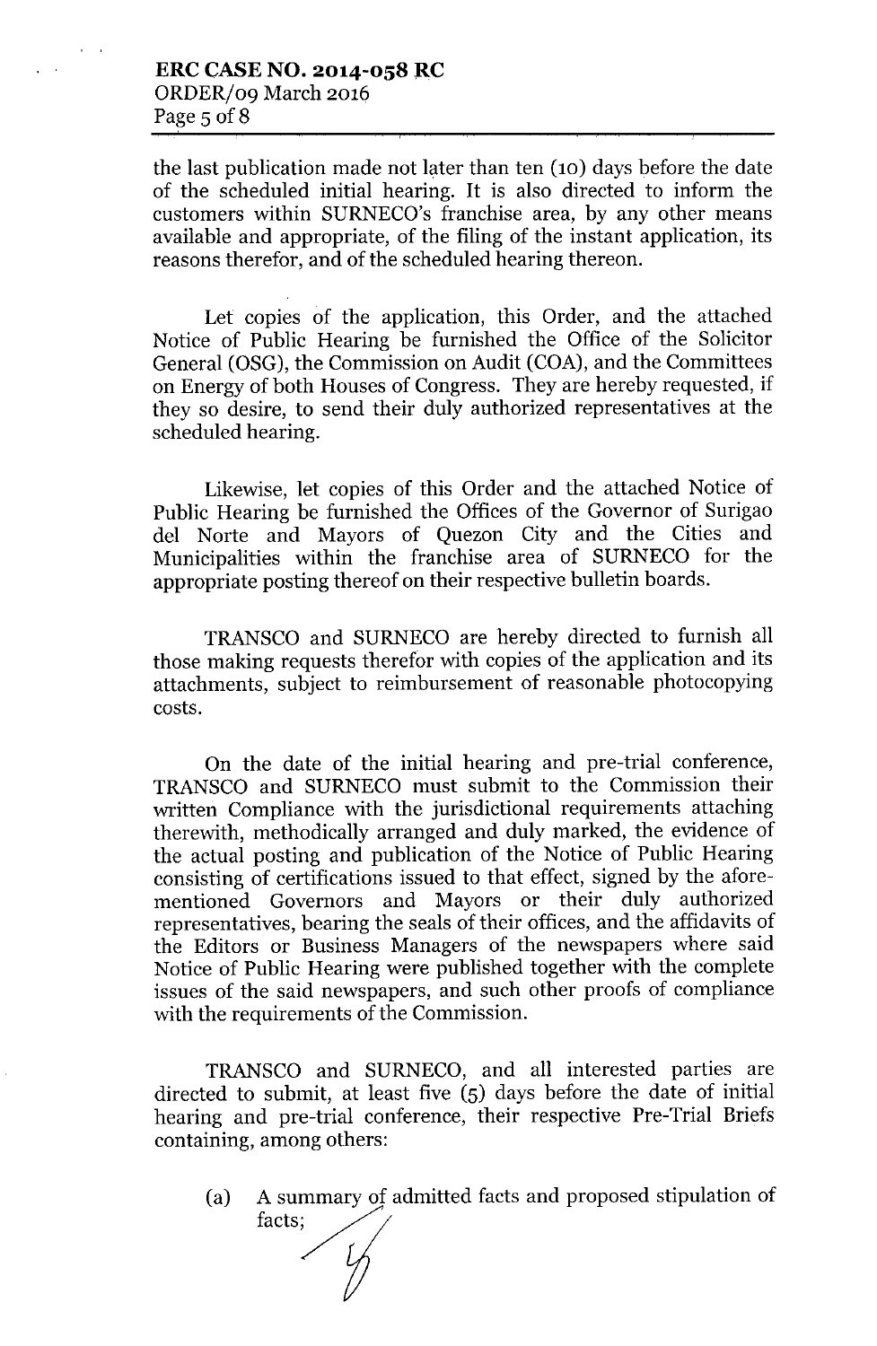the last publication made not later than ten (10) days before the date of the scheduled initial hearing. It is also directed to inform the customers within SURNECO's franchise area, by any other means available and appropriate, of the filing of the instant application, its reasons therefor, and of the scheduled hearing thereon.

Let copies of the application, this Order, and the attached Notice of Public Hearing be furnished the Office of the Solicitor General (OSG), the Commission on Audit (COA), and the Committees on Energy of both Houses of Congress. They are hereby requested, if they so desire, to send their duly authorized representatives at the scheduled hearing.

Likewise, let copies of this Order and the attached Notice of Public Hearing be furnished the Offices of the Governor of Surigao del Norte and Mayors of Quezon City and the Cities and Municipalities within the franchise area of SURNECO for the appropriate posting thereof on their respective bulletin boards.

TRANSCO and SURNECO are hereby directed to furnish all those making requests therefor with copies of the application and its attachments, subject to reimbursement of reasonable photocopying costs.

On the date of the initial hearing and pre-trial conference, TRANSCO and SURNECO must submit to the Commission their written Compliance with the jurisdictional requirements attaching therewith, methodically arranged and duly marked, the evidence of the actual posting and publication of the Notice of Public Hearing consisting of certifications issued to that effect, signed by the afore-mentioned Governors and Mayors or their duly authorized representatives, bearing the seals of their offices, and the affidavits of the Editors or Business Managers of the newspapers where said Notice of Public Hearing were published together with the complete issues of the said newspapers, and such other proofs of compliance with the requirements of the Commission.

TRANSCO and SURNECO, and all interested parties are directed to submit, at least five (5) days before the date of initial hearing and pre-trial conference, their respective Pre-Trial Briefs containing, among others:

(a) A summary of admitted facts and proposed stipulation of facts;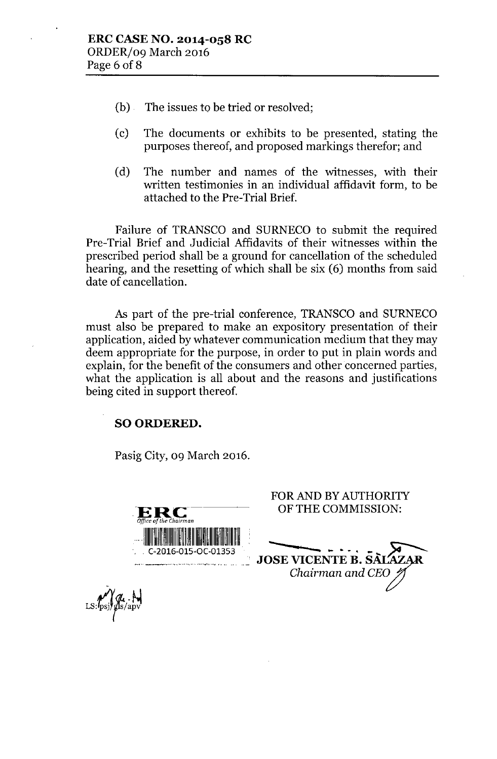(b) The issues to be tried or resolved;

(c) The documents or exhibits to be presented, stating the purposes thereof, and proposed markings therefor; and

(d) The number and names of the witnesses, with their written testimonies in an individual affidavit form, to be attached to the Pre-Trial Brief.

Failure of TRANSCO and SURNECO to submit the required Pre-Trial Brief and Judicial Affidavits of their witnesses within the prescribed period shall be a ground for cancellation of the scheduled hearing, and the resetting of which shall be six (6) months from said date of cancellation.

As part of the pre-trial conference, TRANSCO and SURNECO must also be prepared to make an expository presentation of their application, aided by whatever communication medium that they may deem appropriate for the purpose, in order to put in plain words and explain, for the benefit of the consumers and other concerned parties, what the application is all about and the reasons and justifications being cited in support thereof.

**SO ORDERED.**

Pasig City, 09 March 2016.

FOR AND BY AUTHORITY
OF THE COMMISSION:

ERC
*Office of the Chairman*
C-2016-015-OC-01353

**JOSE VICENTE B. SALAZAR**
*Chairman and CEO*

LS:psj/gls/apv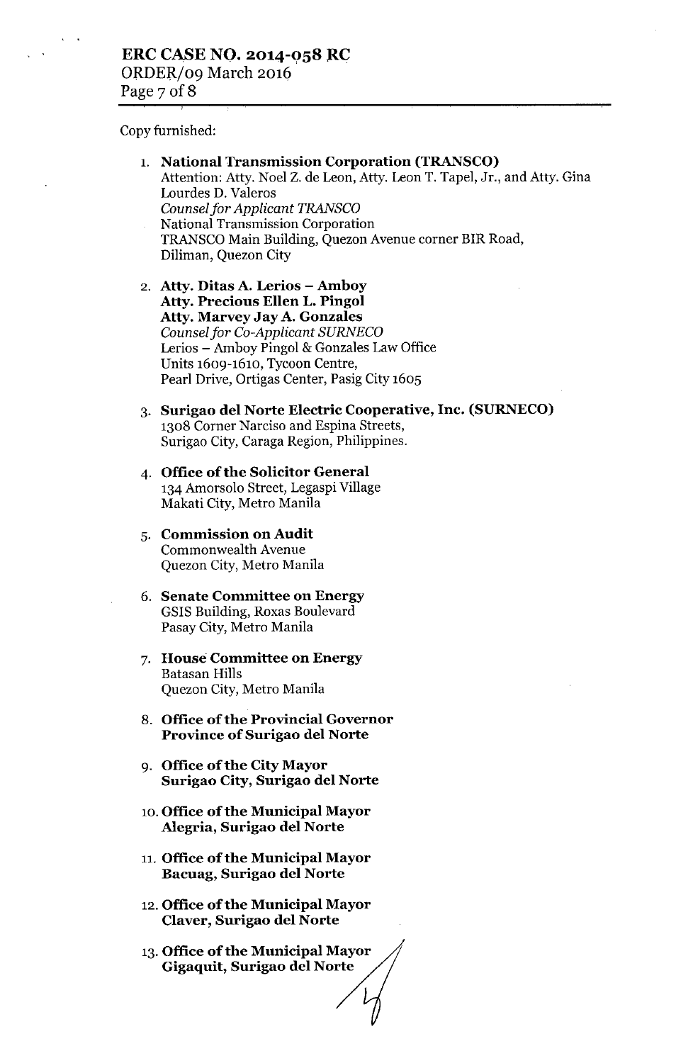Copy furnished:

1. **National Transmission Corporation (TRANSCO)**
   Attention: Atty. Noel Z. de Leon, Atty. Leon T. Tapel, Jr., and Atty. Gina Lourdes D. Valeros
   *Counsel for Applicant TRANSCO*
   National Transmission Corporation
   TRANSCO Main Building, Quezon Avenue corner BIR Road, Diliman, Quezon City

2. **Atty. Ditas A. Lerios – Amboy**
   **Atty. Precious Ellen L. Pingol**
   **Atty. Marvey Jay A. Gonzales**
   *Counsel for Co-Applicant SURNECO*
   Lerios – Amboy Pingol & Gonzales Law Office
   Units 1609-1610, Tycoon Centre,
   Pearl Drive, Ortigas Center, Pasig City 1605

3. **Surigao del Norte Electric Cooperative, Inc. (SURNECO)**
   1308 Corner Narciso and Espina Streets,
   Surigao City, Caraga Region, Philippines.

4. **Office of the Solicitor General**
   134 Amorsolo Street, Legaspi Village
   Makati City, Metro Manila

5. **Commission on Audit**
   Commonwealth Avenue
   Quezon City, Metro Manila

6. **Senate Committee on Energy**
   GSIS Building, Roxas Boulevard
   Pasay City, Metro Manila

7. **House Committee on Energy**
   Batasan Hills
   Quezon City, Metro Manila

8. **Office of the Provincial Governor**
   **Province of Surigao del Norte**

9. **Office of the City Mayor**
   **Surigao City, Surigao del Norte**

10. **Office of the Municipal Mayor**
    **Alegria, Surigao del Norte**

11. **Office of the Municipal Mayor**
    **Bacuag, Surigao del Norte**

12. **Office of the Municipal Mayor**
    **Claver, Surigao del Norte**

13. **Office of the Municipal Mayor**
    **Gigaquit, Surigao del Norte**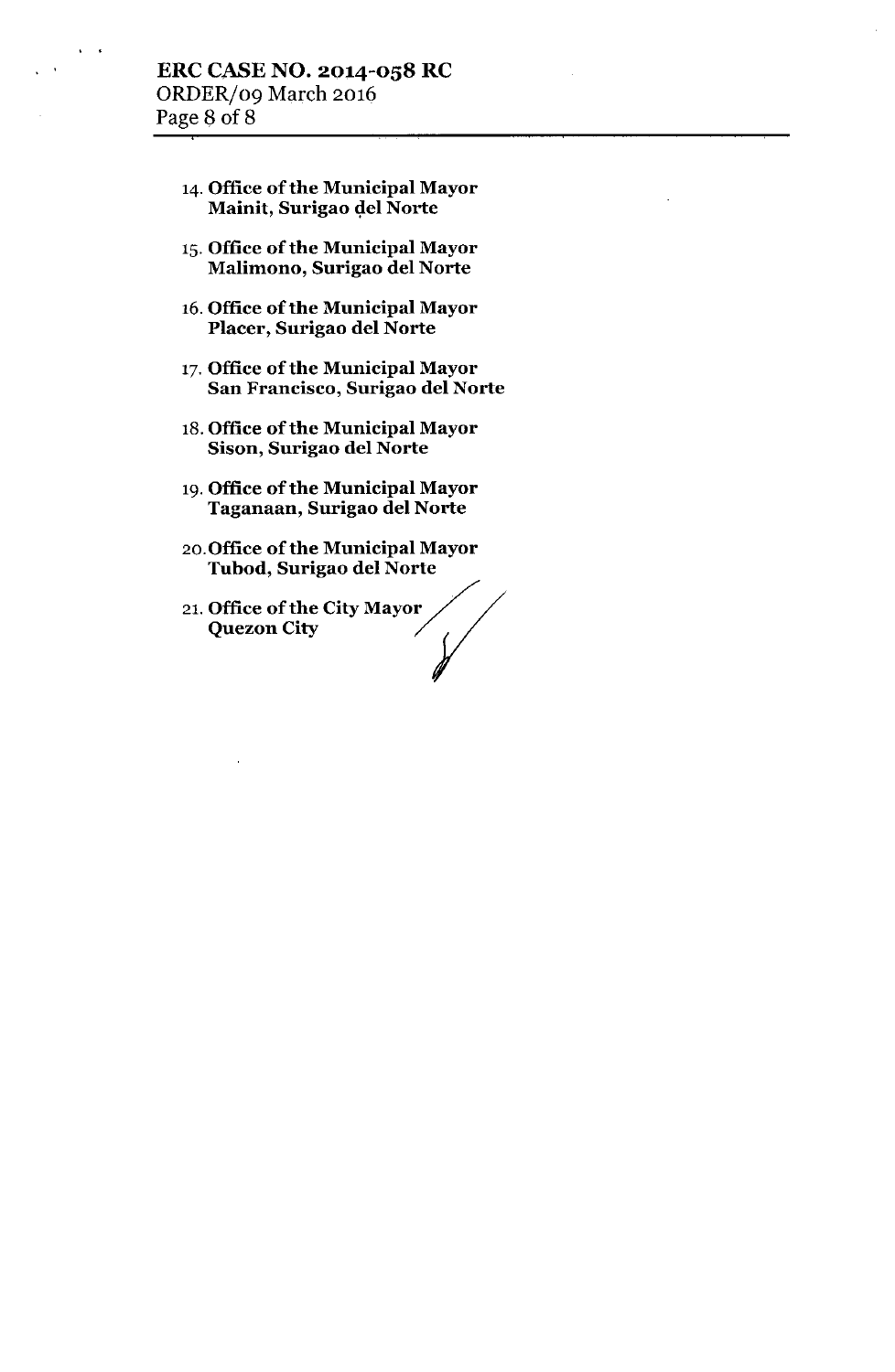14. **Office of the Municipal Mayor**
    **Mainit, Surigao del Norte**

15. **Office of the Municipal Mayor**
    **Malimono, Surigao del Norte**

16. **Office of the Municipal Mayor**
    **Placer, Surigao del Norte**

17. **Office of the Municipal Mayor**
    **San Francisco, Surigao del Norte**

18. **Office of the Municipal Mayor**
    **Sison, Surigao del Norte**

19. **Office of the Municipal Mayor**
    **Taganaan, Surigao del Norte**

20. **Office of the Municipal Mayor**
    **Tubod, Surigao del Norte**

21. **Office of the City Mayor**
    **Quezon City**